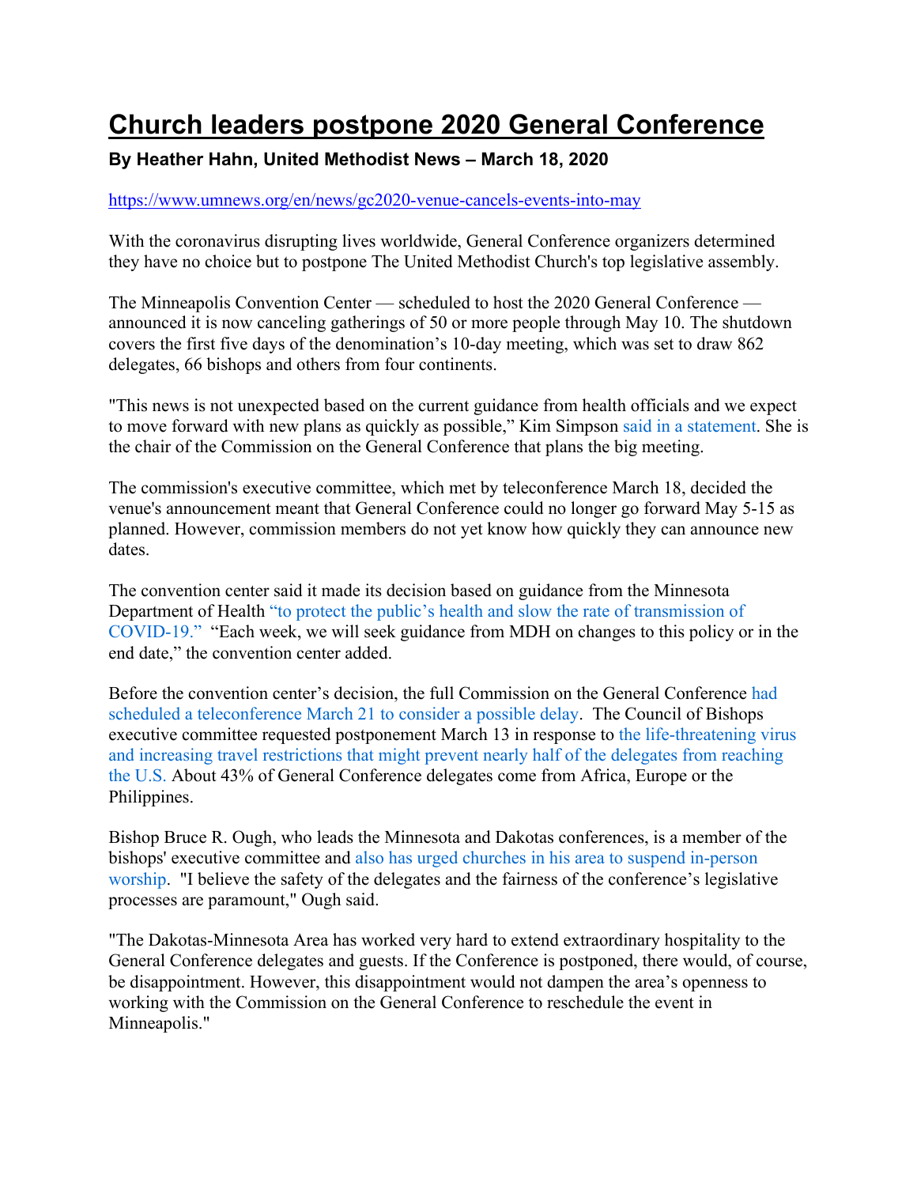# Church leaders postpone 2020 General Conference

### By Heather Hahn, United Methodist News – March 18, 2020

https://www.umnews.org/en/news/gc2020-venue-cancels-events-into-may

With the coronavirus disrupting lives worldwide, General Conference organizers determined they have no choice but to postpone The United Methodist Church's top legislative assembly.

The Minneapolis Convention Center — scheduled to host the 2020 General Conference — announced it is now canceling gatherings of 50 or more people through May 10. The shutdown covers the first five days of the denomination's 10-day meeting, which was set to draw 862 delegates, 66 bishops and others from four continents.

"This news is not unexpected based on the current guidance from health officials and we expect to move forward with new plans as quickly as possible," Kim Simpson said in a statement. She is the chair of the Commission on the General Conference that plans the big meeting.

The commission's executive committee, which met by teleconference March 18, decided the venue's announcement meant that General Conference could no longer go forward May 5-15 as planned. However, commission members do not yet know how quickly they can announce new dates.

The convention center said it made its decision based on guidance from the Minnesota Department of Health "to protect the public's health and slow the rate of transmission of COVID-19." "Each week, we will seek guidance from MDH on changes to this policy or in the end date," the convention center added.

Before the convention center's decision, the full Commission on the General Conference had scheduled a teleconference March 21 to consider a possible delay. The Council of Bishops executive committee requested postponement March 13 in response to the life-threatening virus and increasing travel restrictions that might prevent nearly half of the delegates from reaching the U.S. About 43% of General Conference delegates come from Africa, Europe or the Philippines.

Bishop Bruce R. Ough, who leads the Minnesota and Dakotas conferences, is a member of the bishops' executive committee and also has urged churches in his area to suspend in-person worship. "I believe the safety of the delegates and the fairness of the conference's legislative processes are paramount," Ough said.

"The Dakotas-Minnesota Area has worked very hard to extend extraordinary hospitality to the General Conference delegates and guests. If the Conference is postponed, there would, of course, be disappointment. However, this disappointment would not dampen the area's openness to working with the Commission on the General Conference to reschedule the event in Minneapolis."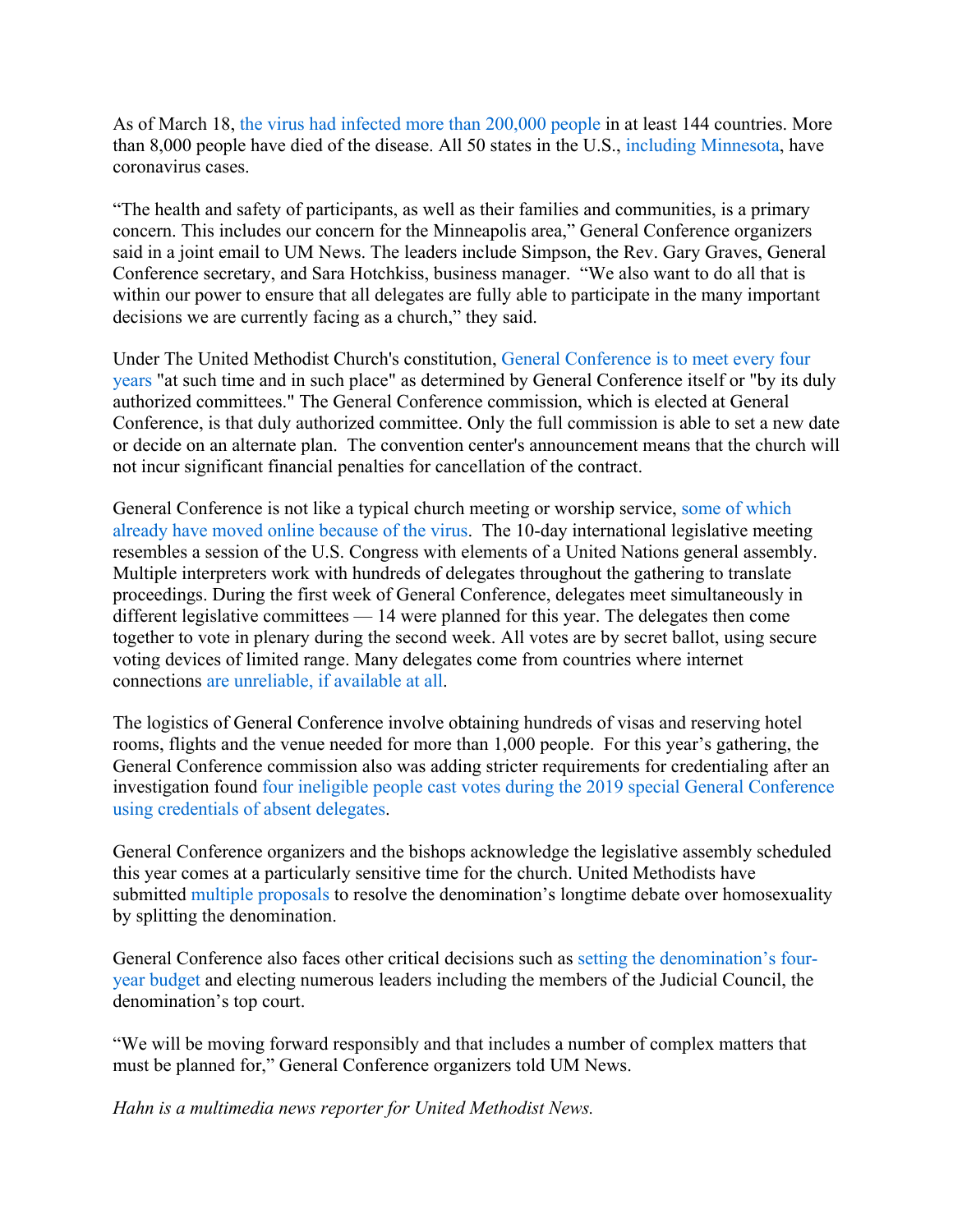As of March 18, the virus had infected more than 200,000 people in at least 144 countries. More than 8,000 people have died of the disease. All 50 states in the U.S., including Minnesota, have coronavirus cases.

“The health and safety of participants, as well as their families and communities, is a primary concern. This includes our concern for the Minneapolis area,” General Conference organizers said in a joint email to UM News. The leaders include Simpson, the Rev. Gary Graves, General Conference secretary, and Sara Hotchkiss, business manager. “We also want to do all that is within our power to ensure that all delegates are fully able to participate in the many important decisions we are currently facing as a church,” they said.

Under The United Methodist Church's constitution, General Conference is to meet every four years "at such time and in such place" as determined by General Conference itself or "by its duly authorized committees." The General Conference commission, which is elected at General Conference, is that duly authorized committee. Only the full commission is able to set a new date or decide on an alternate plan. The convention center's announcement means that the church will not incur significant financial penalties for cancellation of the contract.

General Conference is not like a typical church meeting or worship service, some of which already have moved online because of the virus. The 10-day international legislative meeting resembles a session of the U.S. Congress with elements of a United Nations general assembly. Multiple interpreters work with hundreds of delegates throughout the gathering to translate proceedings. During the first week of General Conference, delegates meet simultaneously in different legislative committees — 14 were planned for this year. The delegates then come together to vote in plenary during the second week. All votes are by secret ballot, using secure voting devices of limited range. Many delegates come from countries where internet connections are unreliable, if available at all.

The logistics of General Conference involve obtaining hundreds of visas and reserving hotel rooms, flights and the venue needed for more than 1,000 people. For this year’s gathering, the General Conference commission also was adding stricter requirements for credentialing after an investigation found four ineligible people cast votes during the 2019 special General Conference using credentials of absent delegates.

General Conference organizers and the bishops acknowledge the legislative assembly scheduled this year comes at a particularly sensitive time for the church. United Methodists have submitted multiple proposals to resolve the denomination’s longtime debate over homosexuality by splitting the denomination.

General Conference also faces other critical decisions such as setting the denomination’s four-year budget and electing numerous leaders including the members of the Judicial Council, the denomination’s top court.

“We will be moving forward responsibly and that includes a number of complex matters that must be planned for,” General Conference organizers told UM News.

*Hahn is a multimedia news reporter for United Methodist News.*